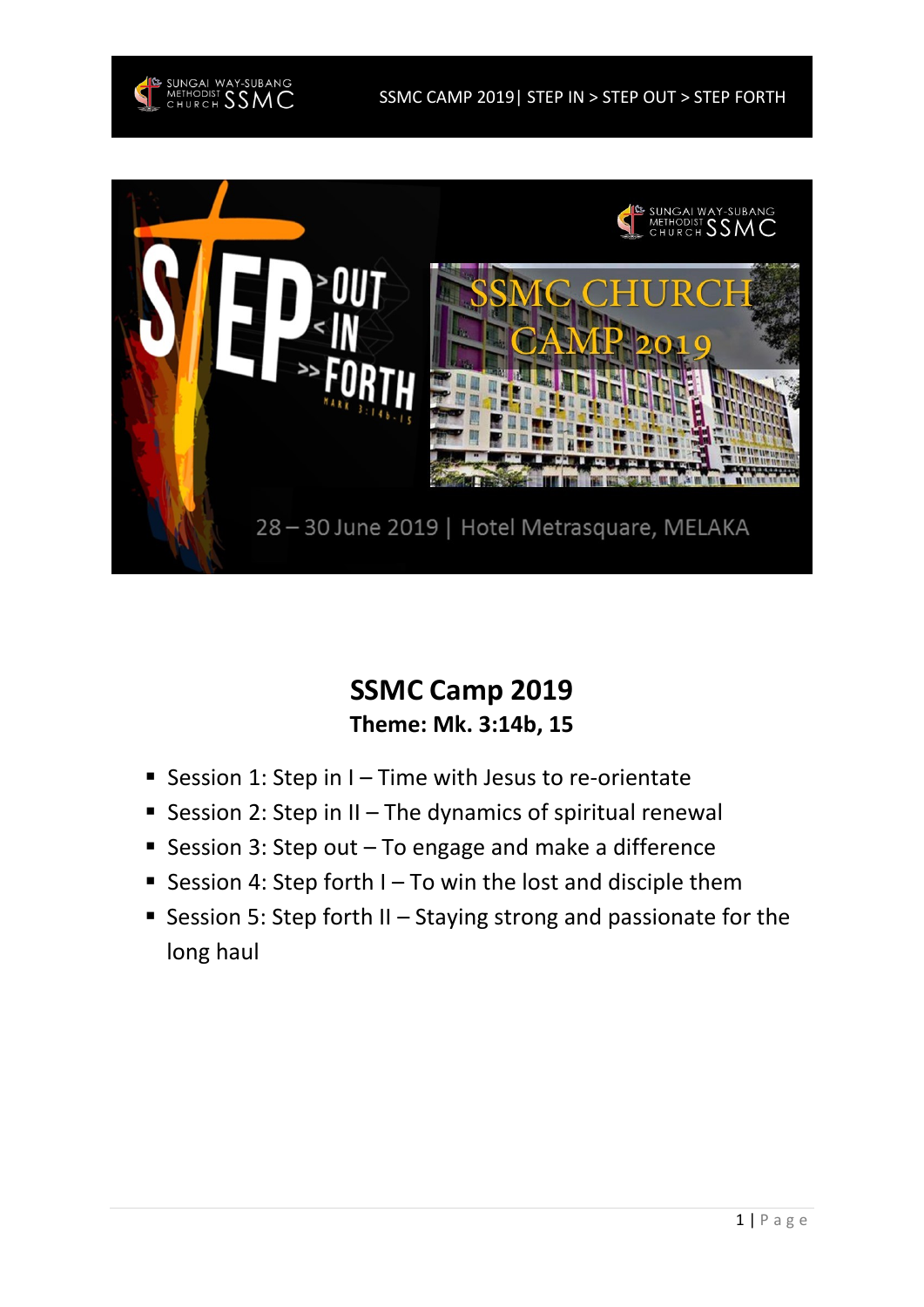## SSMC Camp 2019

**Theme: Mk. 3:14b, 15**

- Session 1: Step in I – Time with Jesus to re-orientate
- Session 2: Step in II – The dynamics of spiritual renewal
- Session 3: Step out – To engage and make a difference
- Session 4: Step forth I – To win the lost and disciple them
- Session 5: Step forth II – Staying strong and passionate for the long haul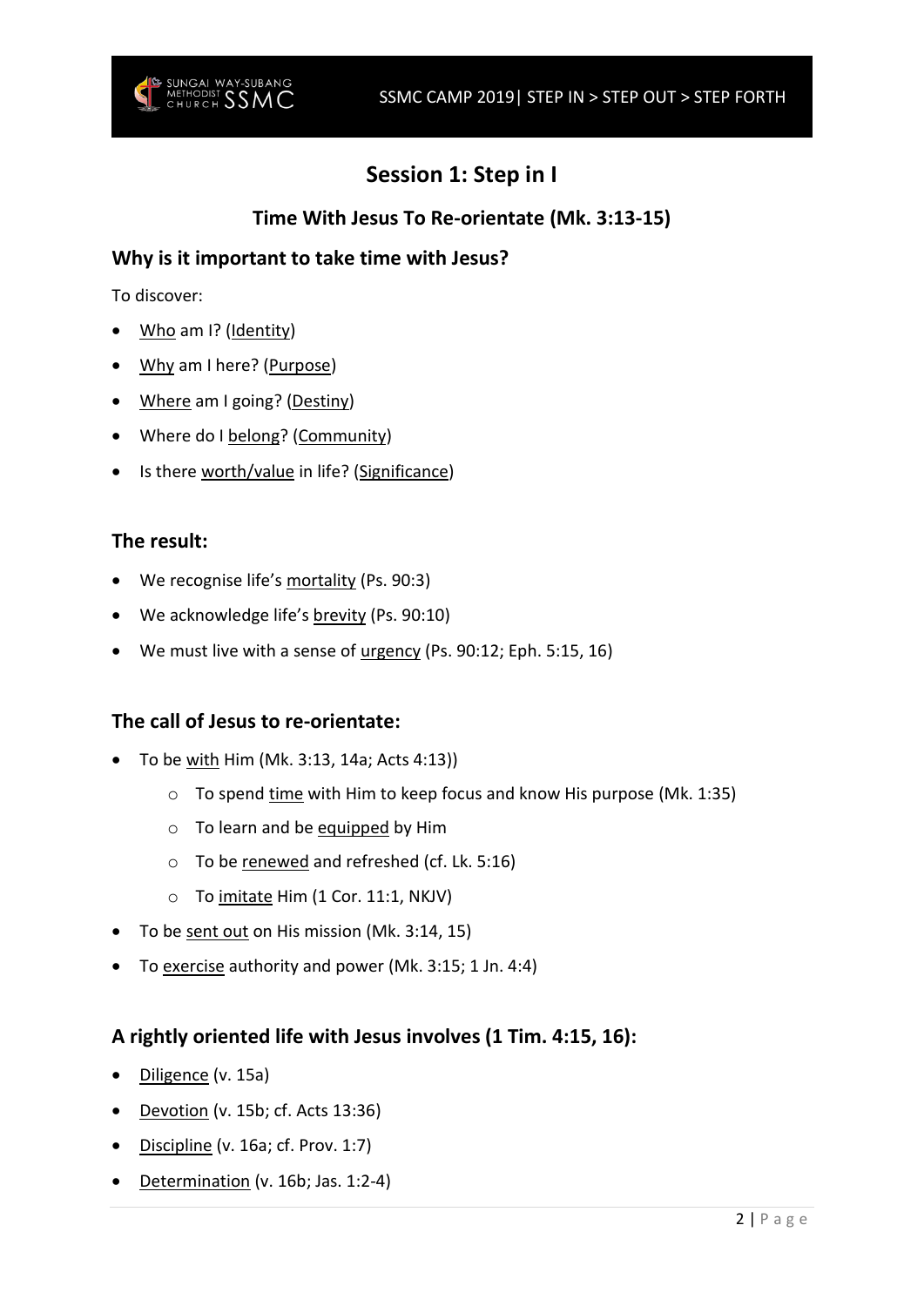# Session 1: Step in I

## Time With Jesus To Re-orientate (Mk. 3:13-15)

### Why is it important to take time with Jesus?

To discover:

- Who am I? (Identity)
- Why am I here? (Purpose)
- Where am I going? (Destiny)
- Where do I belong? (Community)
- Is there worth/value in life? (Significance)

### The result:

- We recognise life's mortality (Ps. 90:3)
- We acknowledge life's brevity (Ps. 90:10)
- We must live with a sense of urgency (Ps. 90:12; Eph. 5:15, 16)

### The call of Jesus to re-orientate:

- To be with Him (Mk. 3:13, 14a; Acts 4:13))
    - To spend time with Him to keep focus and know His purpose (Mk. 1:35)
    - To learn and be equipped by Him
    - To be renewed and refreshed (cf. Lk. 5:16)
    - To imitate Him (1 Cor. 11:1, NKJV)
- To be sent out on His mission (Mk. 3:14, 15)
- To exercise authority and power (Mk. 3:15; 1 Jn. 4:4)

### A rightly oriented life with Jesus involves (1 Tim. 4:15, 16):

- Diligence (v. 15a)
- Devotion (v. 15b; cf. Acts 13:36)
- Discipline (v. 16a; cf. Prov. 1:7)
- Determination (v. 16b; Jas. 1:2-4)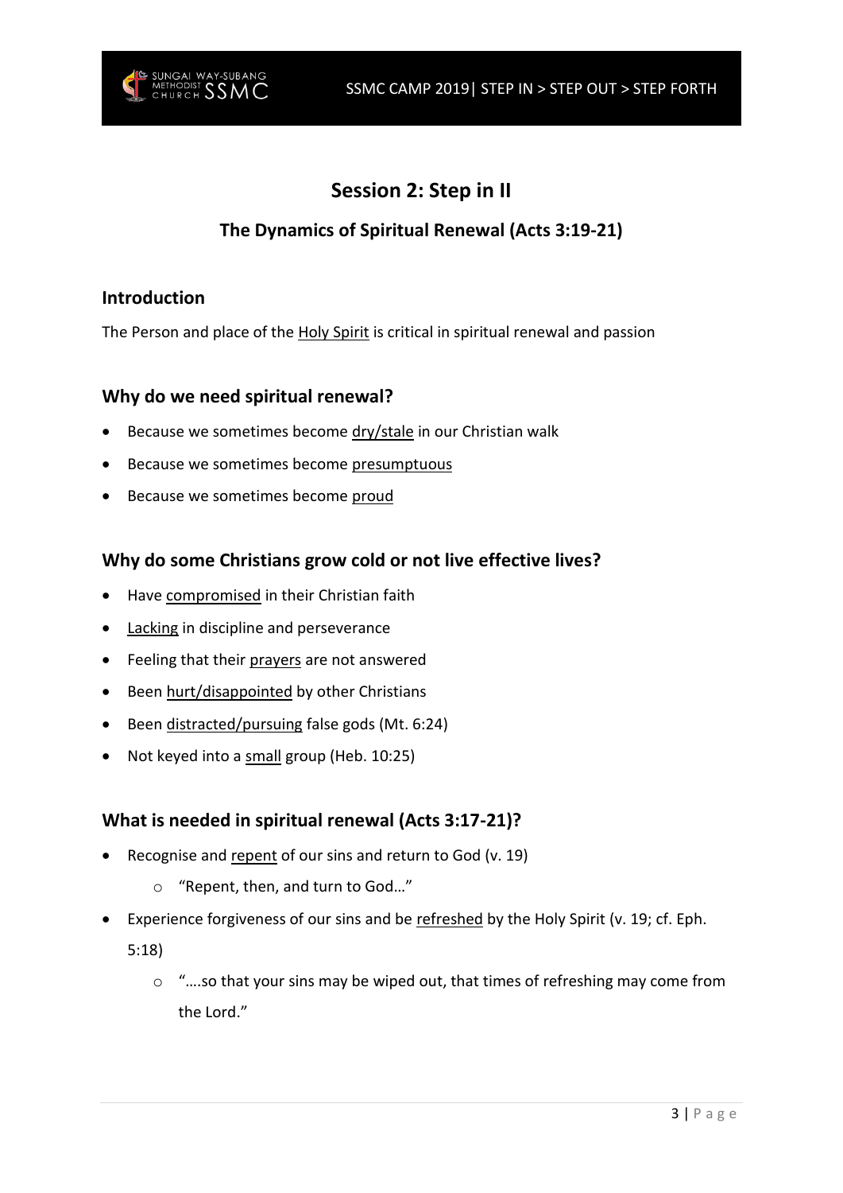# Session 2: Step in II

## The Dynamics of Spiritual Renewal (Acts 3:19-21)

### Introduction

The Person and place of the Holy Spirit is critical in spiritual renewal and passion

### Why do we need spiritual renewal?

- Because we sometimes become dry/stale in our Christian walk
- Because we sometimes become presumptuous
- Because we sometimes become proud

### Why do some Christians grow cold or not live effective lives?

- Have compromised in their Christian faith
- Lacking in discipline and perseverance
- Feeling that their prayers are not answered
- Been hurt/disappointed by other Christians
- Been distracted/pursuing false gods (Mt. 6:24)
- Not keyed into a small group (Heb. 10:25)

### What is needed in spiritual renewal (Acts 3:17-21)?

- Recognise and repent of our sins and return to God (v. 19)
    - "Repent, then, and turn to God…"
- Experience forgiveness of our sins and be refreshed by the Holy Spirit (v. 19; cf. Eph. 5:18)
    - "….so that your sins may be wiped out, that times of refreshing may come from the Lord."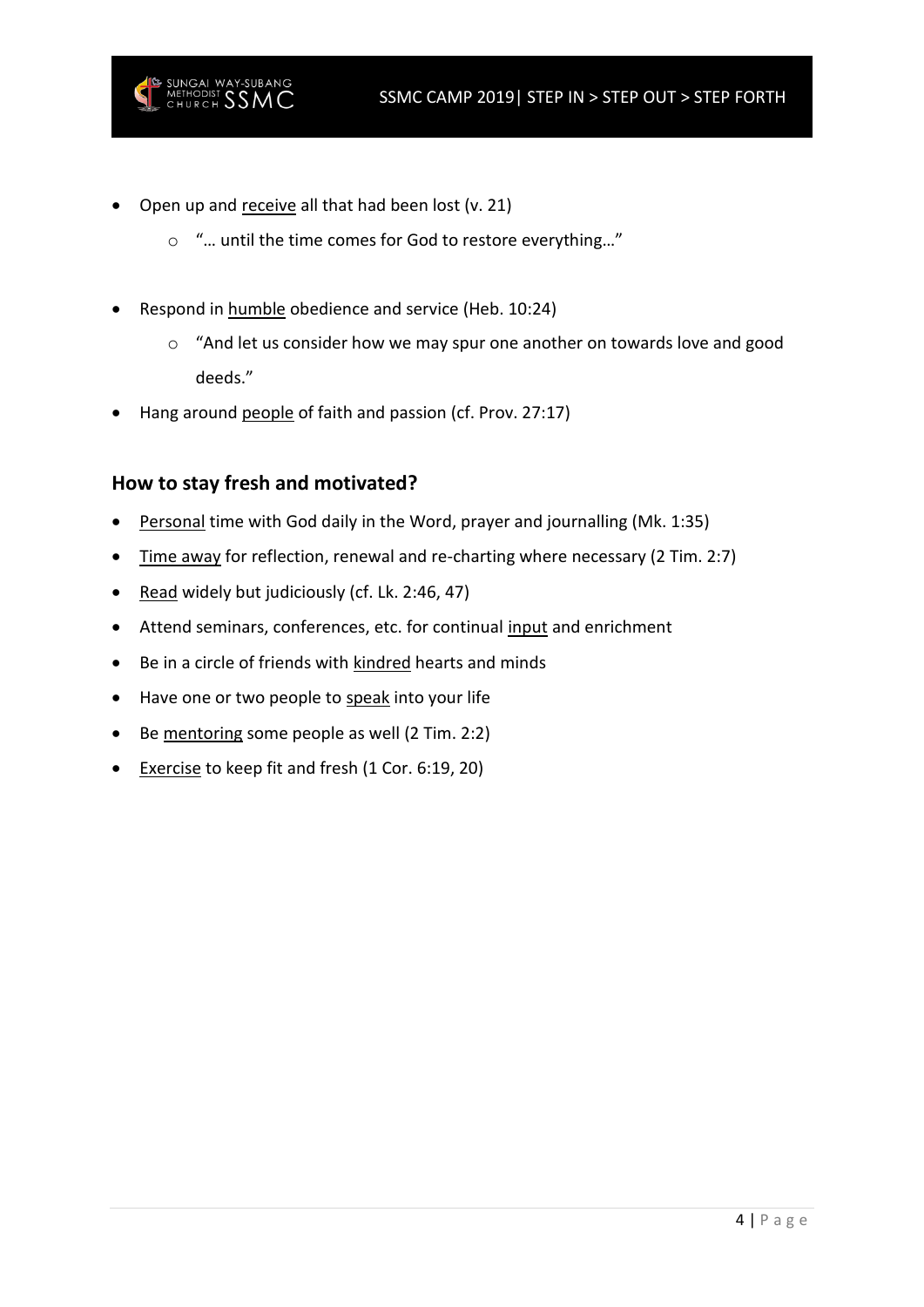- Open up and <u>receive</u> all that had been lost (v. 21)
    - "… until the time comes for God to restore everything…"
- Respond in <u>humble</u> obedience and service (Heb. 10:24)
    - "And let us consider how we may spur one another on towards love and good deeds."
- Hang around <u>people</u> of faith and passion (cf. Prov. 27:17)

### How to stay fresh and motivated?

- <u>Personal</u> time with God daily in the Word, prayer and journalling (Mk. 1:35)
- <u>Time away</u> for reflection, renewal and re-charting where necessary (2 Tim. 2:7)
- <u>Read</u> widely but judiciously (cf. Lk. 2:46, 47)
- Attend seminars, conferences, etc. for continual <u>input</u> and enrichment
- Be in a circle of friends with <u>kindred</u> hearts and minds
- Have one or two people to <u>speak</u> into your life
- Be <u>mentoring</u> some people as well (2 Tim. 2:2)
- <u>Exercise</u> to keep fit and fresh (1 Cor. 6:19, 20)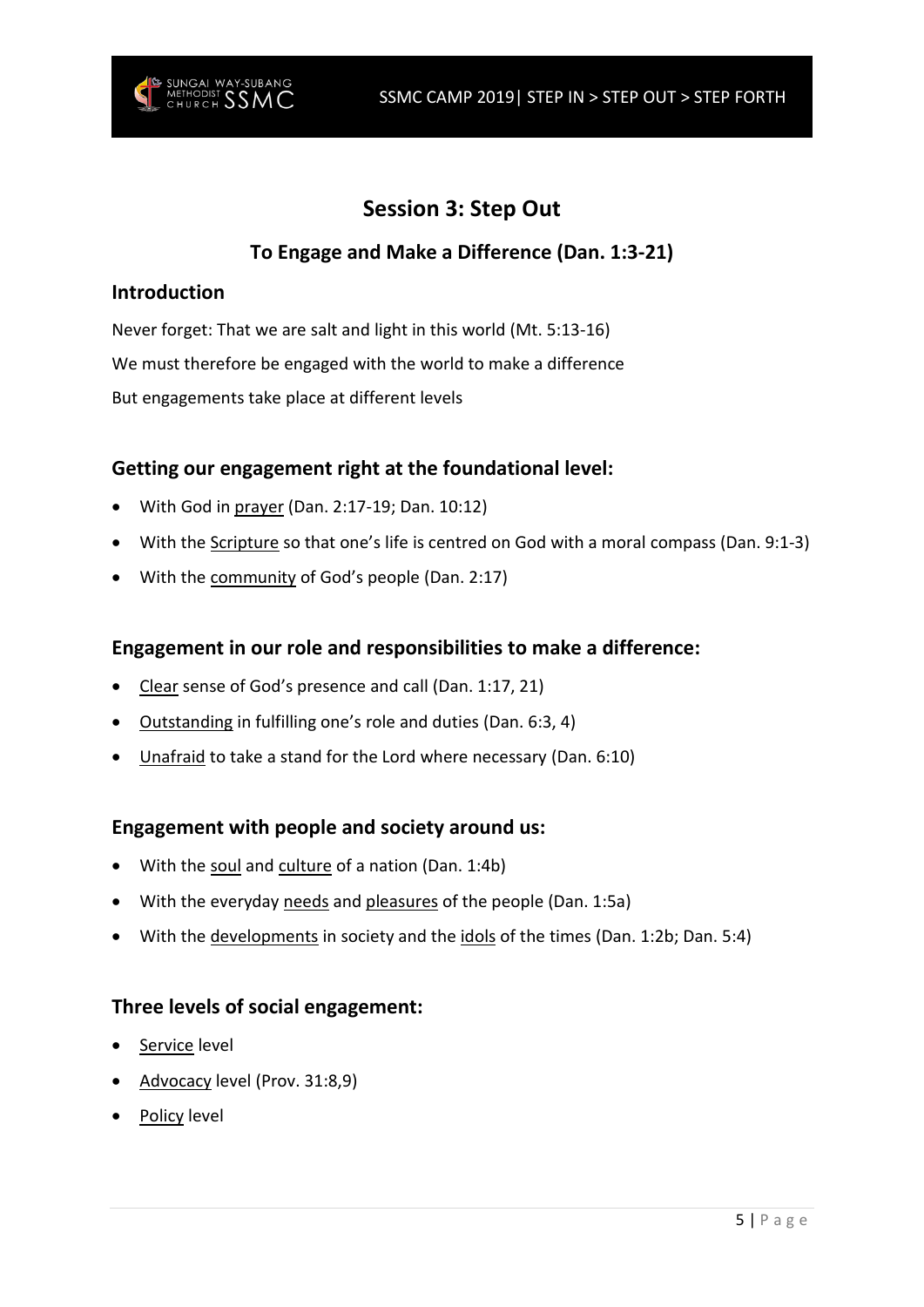# Session 3: Step Out

## To Engage and Make a Difference (Dan. 1:3-21)

### Introduction

Never forget: That we are salt and light in this world (Mt. 5:13-16)

We must therefore be engaged with the world to make a difference

But engagements take place at different levels

### Getting our engagement right at the foundational level:

- With God in prayer (Dan. 2:17-19; Dan. 10:12)
- With the Scripture so that one's life is centred on God with a moral compass (Dan. 9:1-3)
- With the community of God's people (Dan. 2:17)

### Engagement in our role and responsibilities to make a difference:

- Clear sense of God's presence and call (Dan. 1:17, 21)
- Outstanding in fulfilling one's role and duties (Dan. 6:3, 4)
- Unafraid to take a stand for the Lord where necessary (Dan. 6:10)

### Engagement with people and society around us:

- With the soul and culture of a nation (Dan. 1:4b)
- With the everyday needs and pleasures of the people (Dan. 1:5a)
- With the developments in society and the idols of the times (Dan. 1:2b; Dan. 5:4)

### Three levels of social engagement:

- Service level
- Advocacy level (Prov. 31:8,9)
- Policy level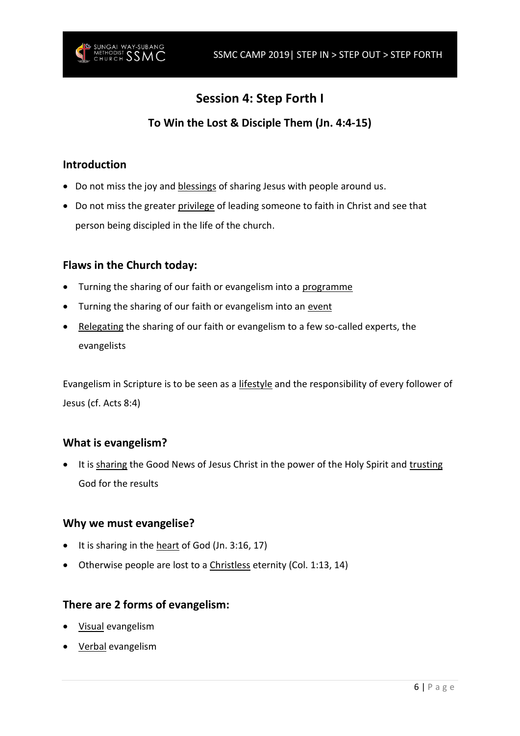# Session 4: Step Forth I

## To Win the Lost & Disciple Them (Jn. 4:4-15)

### Introduction

- Do not miss the joy and blessings of sharing Jesus with people around us.
- Do not miss the greater privilege of leading someone to faith in Christ and see that person being discipled in the life of the church.

### Flaws in the Church today:

- Turning the sharing of our faith or evangelism into a programme
- Turning the sharing of our faith or evangelism into an event
- Relegating the sharing of our faith or evangelism to a few so-called experts, the evangelists

Evangelism in Scripture is to be seen as a lifestyle and the responsibility of every follower of Jesus (cf. Acts 8:4)

### What is evangelism?

- It is sharing the Good News of Jesus Christ in the power of the Holy Spirit and trusting God for the results

### Why we must evangelise?

- It is sharing in the heart of God (Jn. 3:16, 17)
- Otherwise people are lost to a Christless eternity (Col. 1:13, 14)

### There are 2 forms of evangelism:

- Visual evangelism
- Verbal evangelism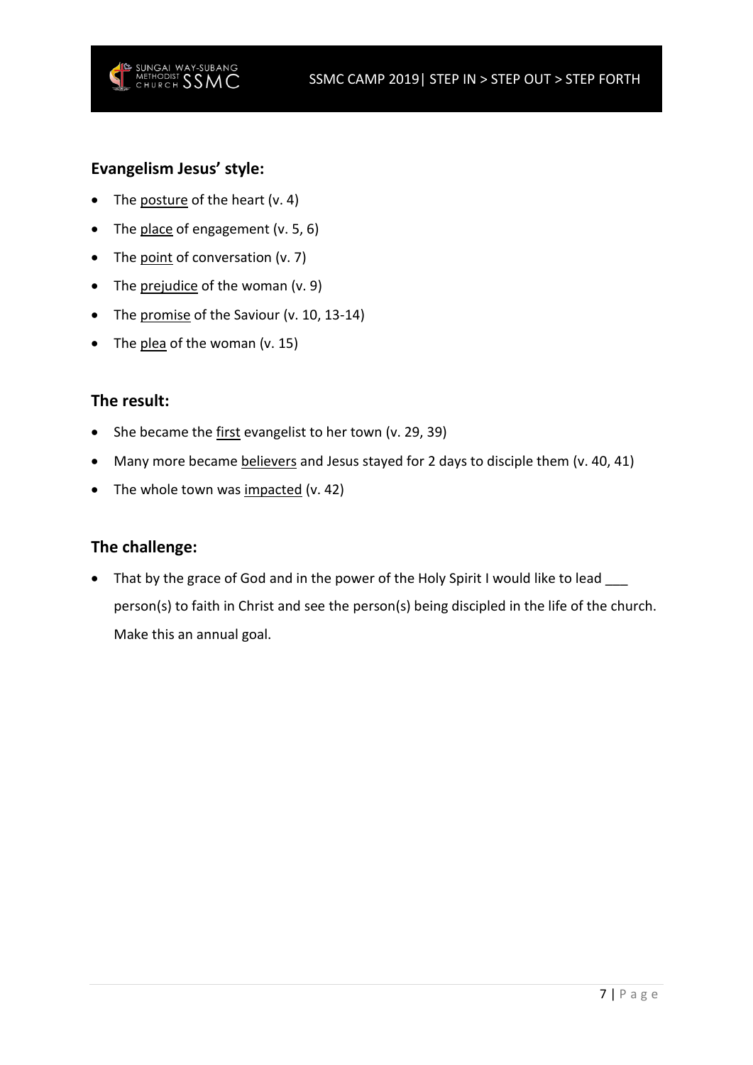## Evangelism Jesus' style:

- The posture of the heart (v. 4)
- The place of engagement (v. 5, 6)
- The point of conversation (v. 7)
- The prejudice of the woman (v. 9)
- The promise of the Saviour (v. 10, 13-14)
- The plea of the woman (v. 15)

## The result:

- She became the first evangelist to her town (v. 29, 39)
- Many more became believers and Jesus stayed for 2 days to disciple them (v. 40, 41)
- The whole town was impacted (v. 42)

## The challenge:

- That by the grace of God and in the power of the Holy Spirit I would like to lead ___ person(s) to faith in Christ and see the person(s) being discipled in the life of the church. Make this an annual goal.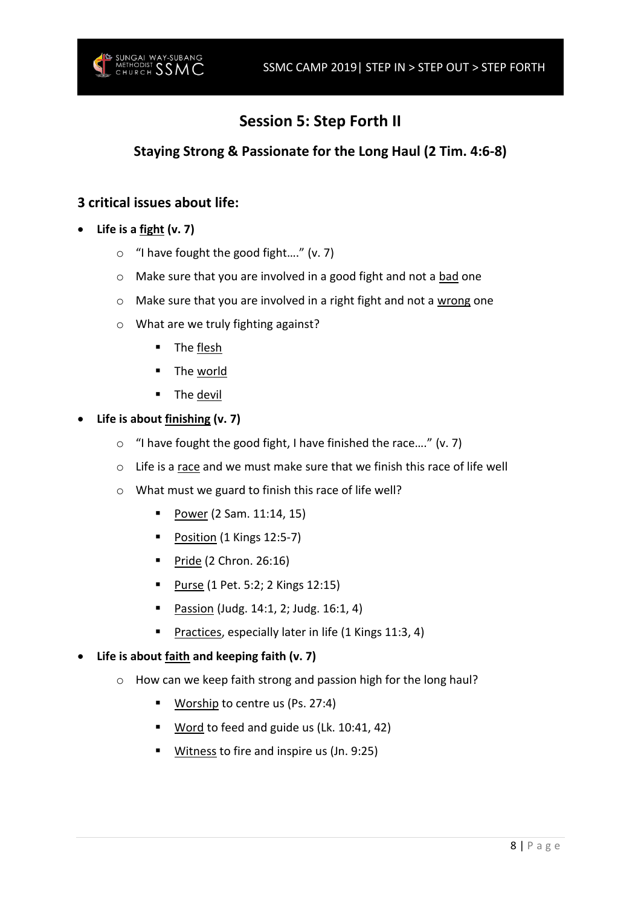# Session 5: Step Forth II

## Staying Strong & Passionate for the Long Haul (2 Tim. 4:6-8)

### 3 critical issues about life:

- **Life is a fight (v. 7)**
  - "I have fought the good fight…." (v. 7)
  - Make sure that you are involved in a good fight and not a bad one
  - Make sure that you are involved in a right fight and not a wrong one
  - What are we truly fighting against?
    - The flesh
    - The world
    - The devil
- **Life is about finishing (v. 7)**
  - "I have fought the good fight, I have finished the race…." (v. 7)
  - Life is a race and we must make sure that we finish this race of life well
  - What must we guard to finish this race of life well?
    - Power (2 Sam. 11:14, 15)
    - Position (1 Kings 12:5-7)
    - Pride (2 Chron. 26:16)
    - Purse (1 Pet. 5:2; 2 Kings 12:15)
    - Passion (Judg. 14:1, 2; Judg. 16:1, 4)
    - Practices, especially later in life (1 Kings 11:3, 4)
- **Life is about faith and keeping faith (v. 7)**
  - How can we keep faith strong and passion high for the long haul?
    - Worship to centre us (Ps. 27:4)
    - Word to feed and guide us (Lk. 10:41, 42)
    - Witness to fire and inspire us (Jn. 9:25)